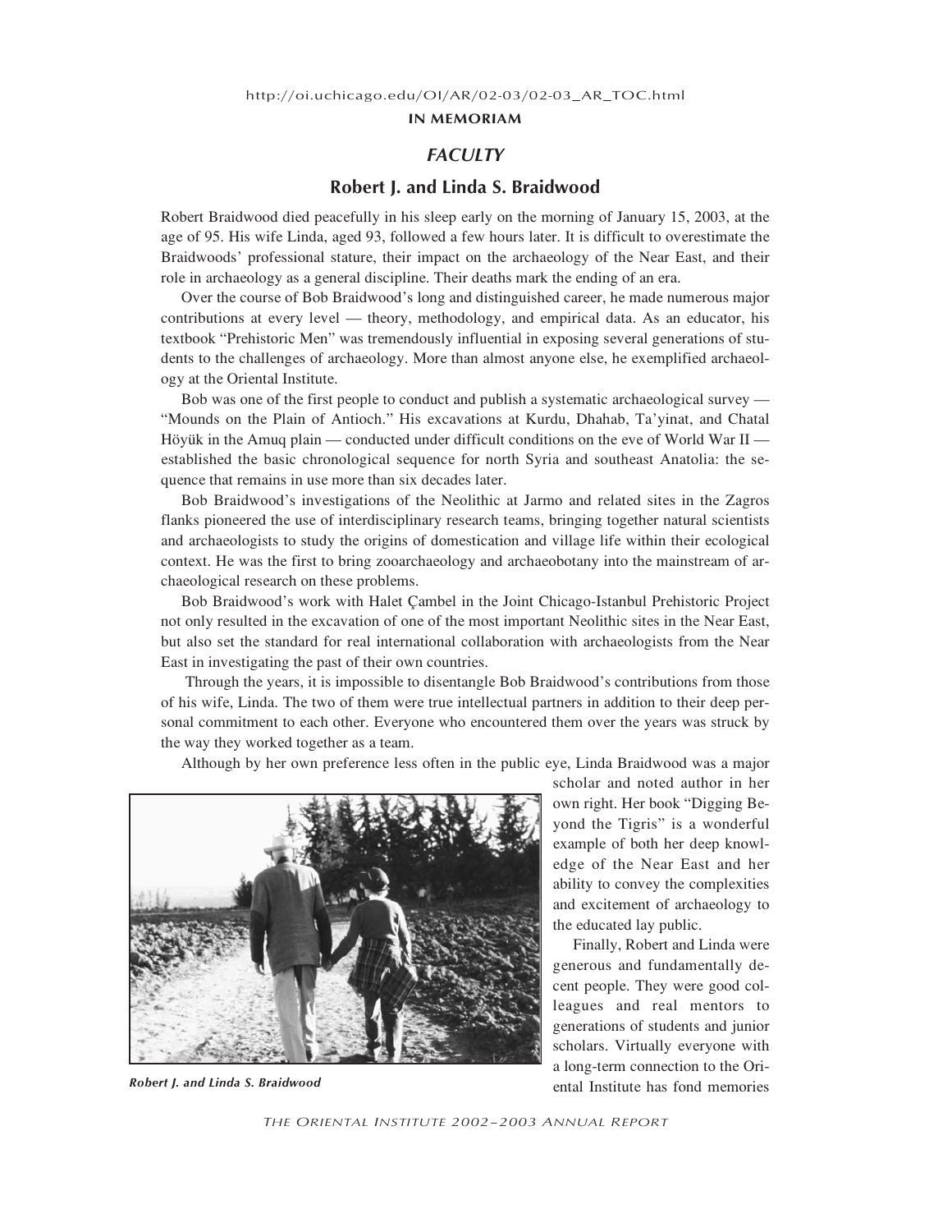# IN MEMORIAM

## *FACULTY*

### Robert J. and Linda S. Braidwood

Robert Braidwood died peacefully in his sleep early on the morning of January 15, 2003, at the age of 95. His wife Linda, aged 93, followed a few hours later. It is difficult to overestimate the Braidwoods' professional stature, their impact on the archaeology of the Near East, and their role in archaeology as a general discipline. Their deaths mark the ending of an era.

Over the course of Bob Braidwood's long and distinguished career, he made numerous major contributions at every level — theory, methodology, and empirical data. As an educator, his textbook "Prehistoric Men" was tremendously influential in exposing several generations of students to the challenges of archaeology. More than almost anyone else, he exemplified archaeology at the Oriental Institute.

Bob was one of the first people to conduct and publish a systematic archaeological survey — "Mounds on the Plain of Antioch." His excavations at Kurdu, Dhahab, Ta'yinat, and Chatal Höyük in the Amuq plain — conducted under difficult conditions on the eve of World War II — established the basic chronological sequence for north Syria and southeast Anatolia: the sequence that remains in use more than six decades later.

Bob Braidwood's investigations of the Neolithic at Jarmo and related sites in the Zagros flanks pioneered the use of interdisciplinary research teams, bringing together natural scientists and archaeologists to study the origins of domestication and village life within their ecological context. He was the first to bring zooarchaeology and archaeobotany into the mainstream of archaeological research on these problems.

Bob Braidwood's work with Halet Çambel in the Joint Chicago-Istanbul Prehistoric Project not only resulted in the excavation of one of the most important Neolithic sites in the Near East, but also set the standard for real international collaboration with archaeologists from the Near East in investigating the past of their own countries.

Through the years, it is impossible to disentangle Bob Braidwood's contributions from those of his wife, Linda. The two of them were true intellectual partners in addition to their deep personal commitment to each other. Everyone who encountered them over the years was struck by the way they worked together as a team.

Although by her own preference less often in the public eye, Linda Braidwood was a major scholar and noted author in her own right. Her book "Digging Beyond the Tigris" is a wonderful example of both her deep knowledge of the Near East and her ability to convey the complexities and excitement of archaeology to the educated lay public.

*Robert J. and Linda S. Braidwood*

Finally, Robert and Linda were generous and fundamentally decent people. They were good colleagues and real mentors to generations of students and junior scholars. Virtually everyone with a long-term connection to the Oriental Institute has fond memories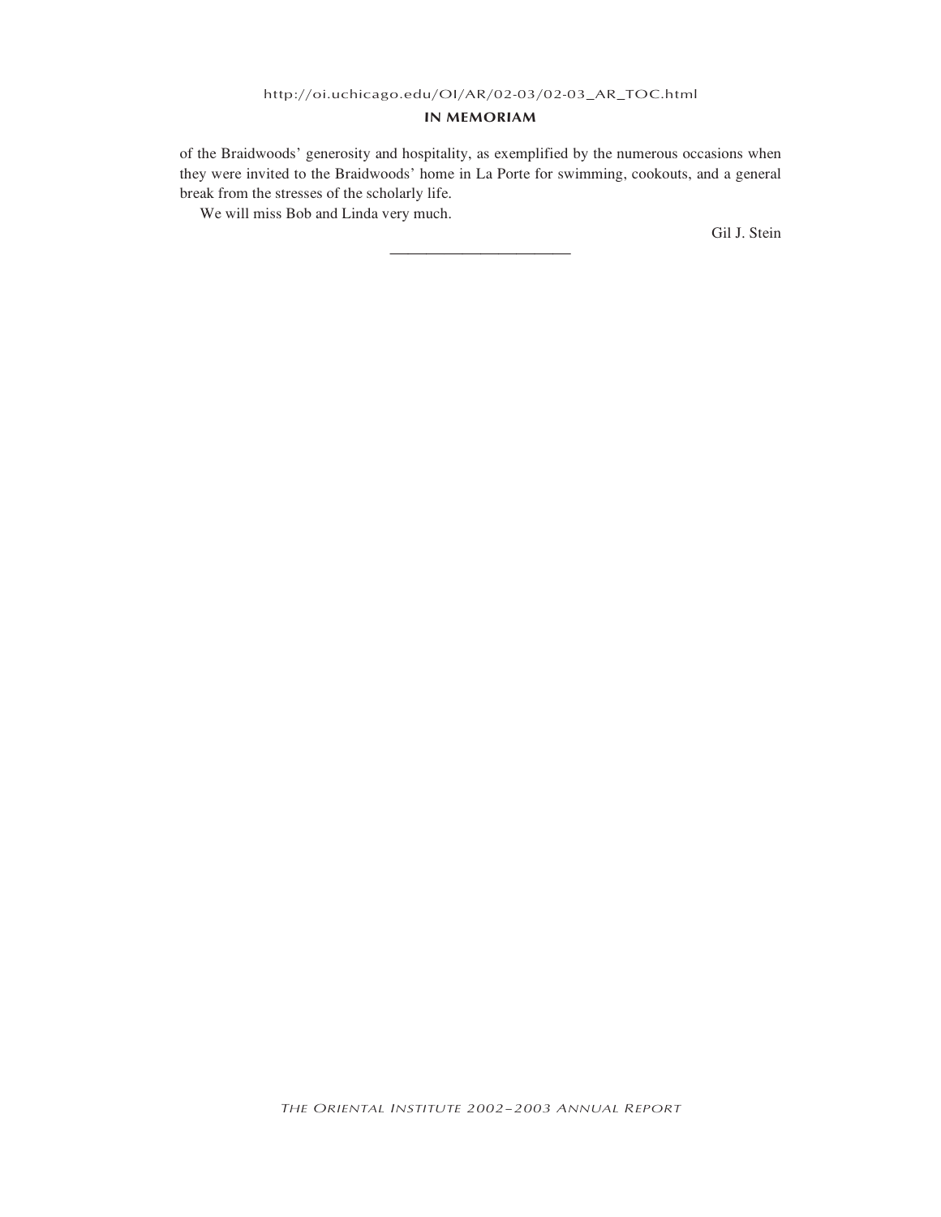of the Braidwoods' generosity and hospitality, as exemplified by the numerous occasions when they were invited to the Braidwoods' home in La Porte for swimming, cookouts, and a general break from the stresses of the scholarly life.

We will miss Bob and Linda very much.

Gil J. Stein

---